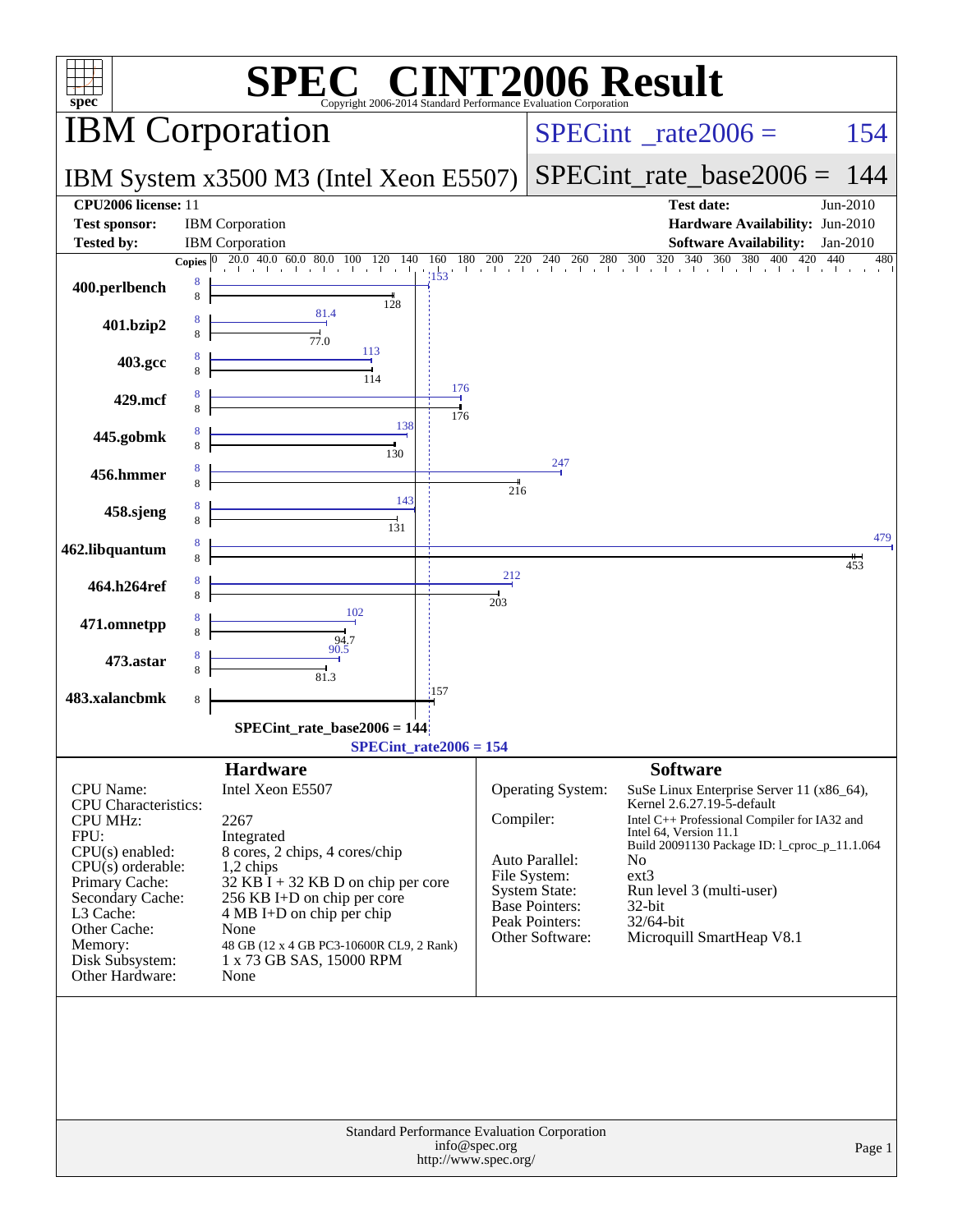# SPEC® CINT2006 Result

Copyright 2006-2014 Standard Performance Evaluation Corporation

## IBM Corporation

**IBM System x3500 M3 (Intel Xeon E5507)**

SPECint_rate2006 = 154

SPECint_rate_base2006 = 144

| | | | |
|---|---|---|---|
| **CPU2006 license:** 11 | | **Test date:** | Jun-2010 |
| **Test sponsor:** | IBM Corporation | **Hardware Availability:** | Jun-2010 |
| **Tested by:** | IBM Corporation | **Software Availability:** | Jan-2010 |

| Benchmark | Copies (peak) | Peak | Copies (base) | Base |
|---|---|---|---|---|
| 400.perlbench | 8 | 153 | 8 | 128 |
| 401.bzip2 | 8 | 81.4 | 8 | 77.0 |
| 403.gcc | 8 | 113 | 8 | 114 |
| 429.mcf | 8 | 176 | 8 | 176 |
| 445.gobmk | 8 | 138 | 8 | 130 |
| 456.hmmer | 8 | 247 | 8 | 216 |
| 458.sjeng | 8 | 143 | 8 | 131 |
| 462.libquantum | 8 | 479 | 8 | 453 |
| 464.h264ref | 8 | 212 | 8 | 203 |
| 471.omnetpp | 8 | 102 | 8 | 94.7 |
| 473.astar | 8 | 90.5 | 8 | 81.3 |
| 483.xalancbmk | | 157 | 8 | 157 |

SPECint_rate_base2006 = 144

SPECint_rate2006 = 154

### Hardware

| | |
|---|---|
| CPU Name: | Intel Xeon E5507 |
| CPU Characteristics: | |
| CPU MHz: | 2267 |
| FPU: | Integrated |
| CPU(s) enabled: | 8 cores, 2 chips, 4 cores/chip |
| CPU(s) orderable: | 1,2 chips |
| Primary Cache: | 32 KB I + 32 KB D on chip per core |
| Secondary Cache: | 256 KB I+D on chip per core |
| L3 Cache: | 4 MB I+D on chip per chip |
| Other Cache: | None |
| Memory: | 48 GB (12 x 4 GB PC3-10600R CL9, 2 Rank) |
| Disk Subsystem: | 1 x 73 GB SAS, 15000 RPM |
| Other Hardware: | None |

### Software

| | |
|---|---|
| Operating System: | SuSe Linux Enterprise Server 11 (x86_64), Kernel 2.6.27.19-5-default |
| Compiler: | Intel C++ Professional Compiler for IA32 and Intel 64, Version 11.1 Build 20091130 Package ID: l_cproc_p_11.1.064 |
| Auto Parallel: | No |
| File System: | ext3 |
| System State: | Run level 3 (multi-user) |
| Base Pointers: | 32-bit |
| Peak Pointers: | 32/64-bit |
| Other Software: | Microquill SmartHeap V8.1 |

Standard Performance Evaluation Corporation
info@spec.org
http://www.spec.org/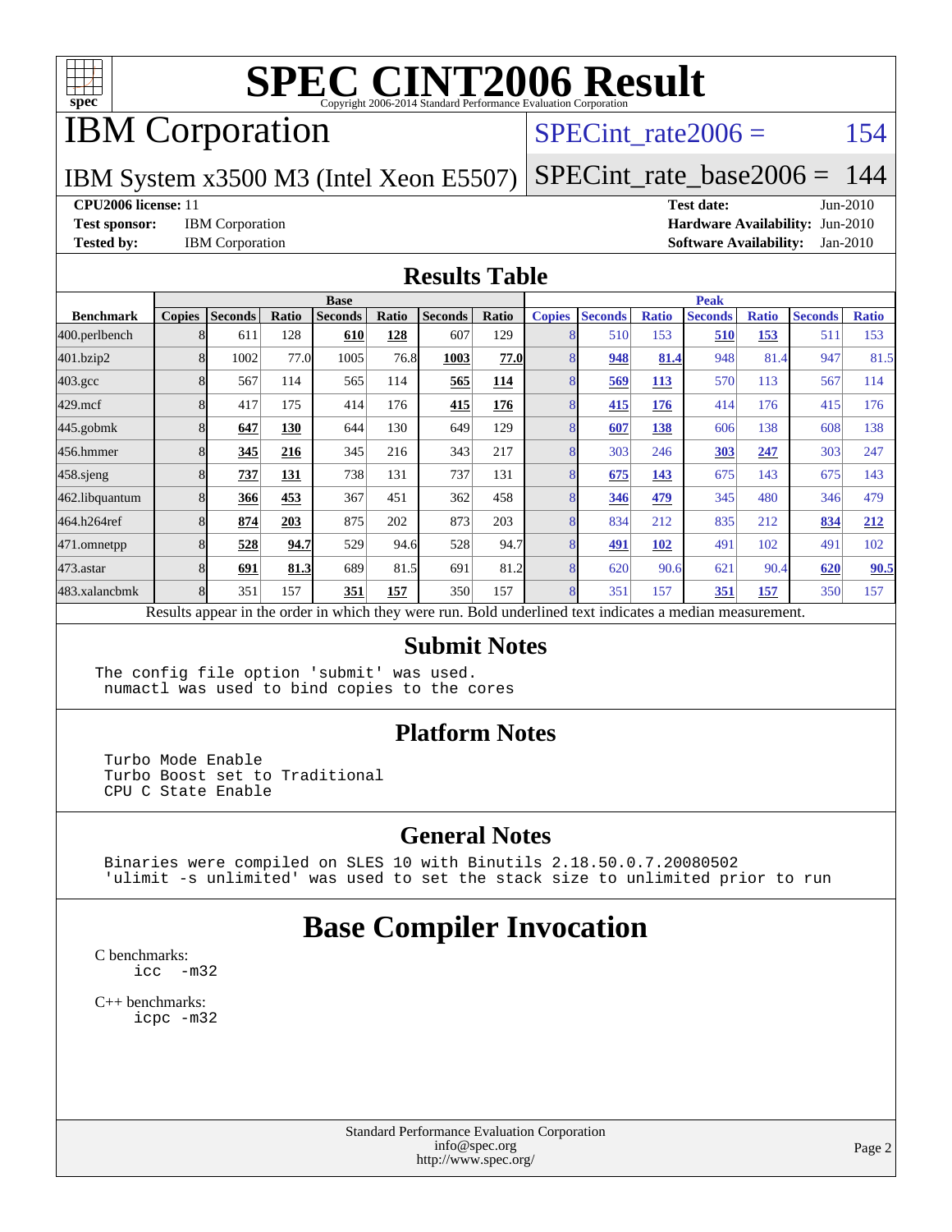# SPEC CINT2006 Result

Copyright 2006-2014 Standard Performance Evaluation Corporation

## IBM Corporation

IBM System x3500 M3 (Intel Xeon E5507)

SPECint_rate2006 = 154

SPECint_rate_base2006 = 144

**CPU2006 license:** 11
**Test sponsor:** IBM Corporation
**Tested by:** IBM Corporation

**Test date:** Jun-2010
**Hardware Availability:** Jun-2010
**Software Availability:** Jan-2010

## Results Table

| Benchmark | Base | | | | | | | Peak | | | | | | |
|---|---|---|---|---|---|---|---|---|---|---|---|---|---|---|
| | Copies | Seconds | Ratio | Seconds | Ratio | Seconds | Ratio | Copies | Seconds | Ratio | Seconds | Ratio | Seconds | Ratio |
| 400.perlbench | 8 | 611 | 128 | **610** | **128** | 607 | 129 | 8 | 510 | 153 | **510** | **153** | 511 | 153 |
| 401.bzip2 | 8 | 1002 | 77.0 | 1005 | 76.8 | **1003** | **77.0** | 8 | **948** | **81.4** | 948 | 81.4 | 947 | 81.5 |
| 403.gcc | 8 | 567 | 114 | 565 | 114 | **565** | **114** | 8 | **569** | **113** | 570 | 113 | 567 | 114 |
| 429.mcf | 8 | 417 | 175 | 414 | 176 | **415** | **176** | 8 | **415** | **176** | 414 | 176 | 415 | 176 |
| 445.gobmk | 8 | **647** | **130** | 644 | 130 | 649 | 129 | 8 | **607** | **138** | 606 | 138 | 608 | 138 |
| 456.hmmer | 8 | **345** | **216** | 345 | 216 | 343 | 217 | 8 | 303 | 246 | **303** | **247** | 303 | 247 |
| 458.sjeng | 8 | **737** | **131** | 738 | 131 | 737 | 131 | 8 | **675** | **143** | 675 | 143 | 675 | 143 |
| 462.libquantum | 8 | **366** | **453** | 367 | 451 | 362 | 458 | 8 | **346** | **479** | 345 | 480 | 346 | 479 |
| 464.h264ref | 8 | **874** | **203** | 875 | 202 | 873 | 203 | 8 | 834 | 212 | 835 | 212 | **834** | **212** |
| 471.omnetpp | 8 | **528** | **94.7** | 529 | 94.6 | 528 | 94.7 | 8 | **491** | **102** | 491 | 102 | 491 | 102 |
| 473.astar | 8 | **691** | **81.3** | 689 | 81.5 | 691 | 81.2 | 8 | 620 | 90.6 | 621 | 90.4 | **620** | **90.5** |
| 483.xalancbmk | 8 | 351 | 157 | **351** | **157** | 350 | 157 | 8 | 351 | 157 | **351** | **157** | 350 | 157 |

Results appear in the order in which they were run. Bold underlined text indicates a median measurement.

## Submit Notes

```
The config file option 'submit' was used.
 numactl was used to bind copies to the cores
```

## Platform Notes

```
Turbo Mode Enable
Turbo Boost set to Traditional
CPU C State Enable
```

## General Notes

```
Binaries were compiled on SLES 10 with Binutils 2.18.50.0.7.20080502
'ulimit -s unlimited' was used to set the stack size to unlimited prior to run
```

# Base Compiler Invocation

C benchmarks:
```
icc  -m32
```

C++ benchmarks:
```
icpc -m32
```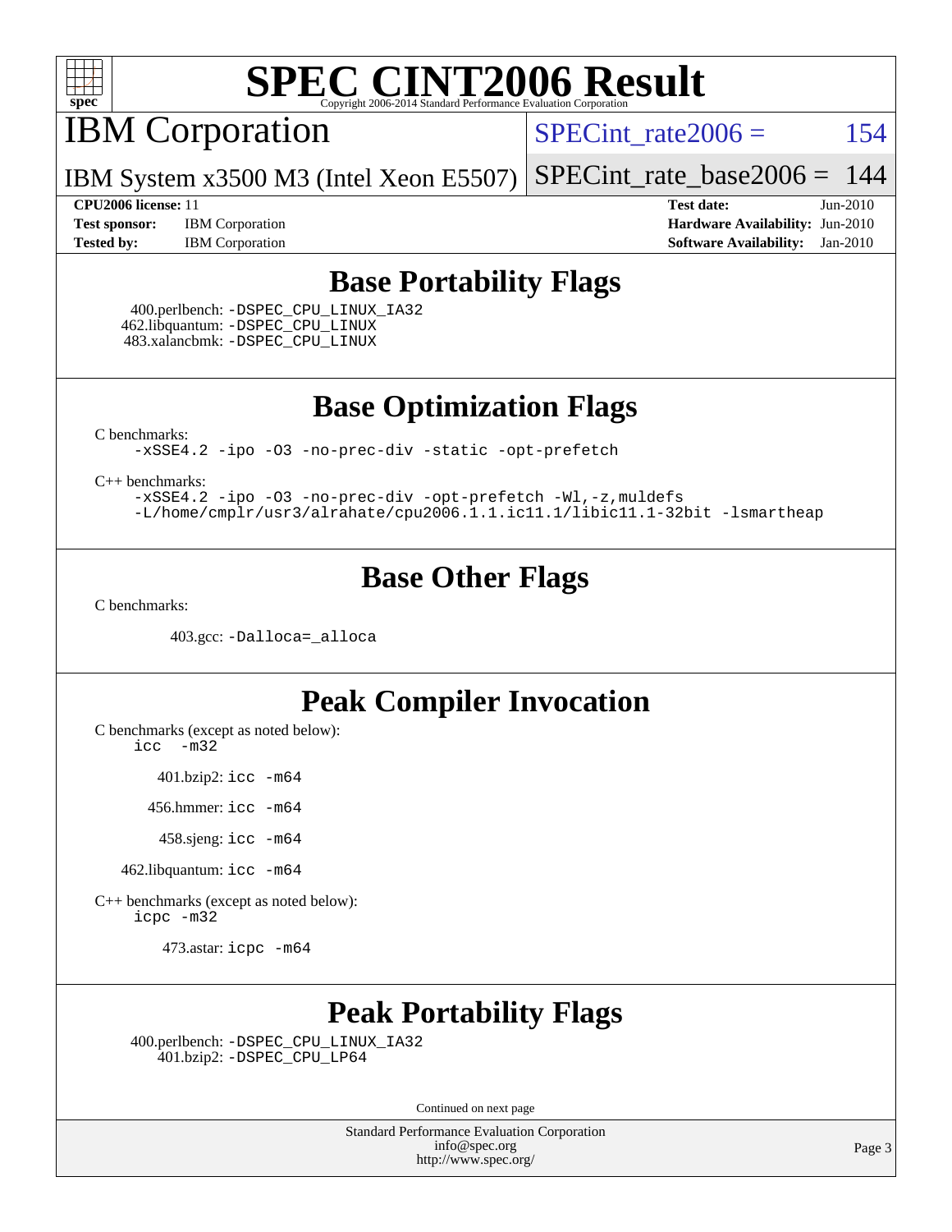# SPEC CINT2006 Result

## IBM Corporation

IBM System x3500 M3 (Intel Xeon E5507)

SPECint_rate2006 = 154

SPECint_rate_base2006 = 144

**CPU2006 license:** 11
**Test sponsor:** IBM Corporation
**Tested by:** IBM Corporation

**Test date:** Jun-2010
**Hardware Availability:** Jun-2010
**Software Availability:** Jan-2010

## Base Portability Flags

400.perlbench: -DSPEC_CPU_LINUX_IA32
462.libquantum: -DSPEC_CPU_LINUX
483.xalancbmk: -DSPEC_CPU_LINUX

## Base Optimization Flags

C benchmarks:
-xSSE4.2 -ipo -O3 -no-prec-div -static -opt-prefetch

C++ benchmarks:
-xSSE4.2 -ipo -O3 -no-prec-div -opt-prefetch -Wl,-z,muldefs
-L/home/cmplr/usr3/alrahate/cpu2006.1.1.ic11.1/libic11.1-32bit -lsmartheap

## Base Other Flags

C benchmarks:

403.gcc: -Dalloca=_alloca

## Peak Compiler Invocation

C benchmarks (except as noted below):
icc -m32

401.bzip2: icc -m64

456.hmmer: icc -m64

458.sjeng: icc -m64

462.libquantum: icc -m64

C++ benchmarks (except as noted below):
icpc -m32

473.astar: icpc -m64

## Peak Portability Flags

400.perlbench: -DSPEC_CPU_LINUX_IA32
401.bzip2: -DSPEC_CPU_LP64

Continued on next page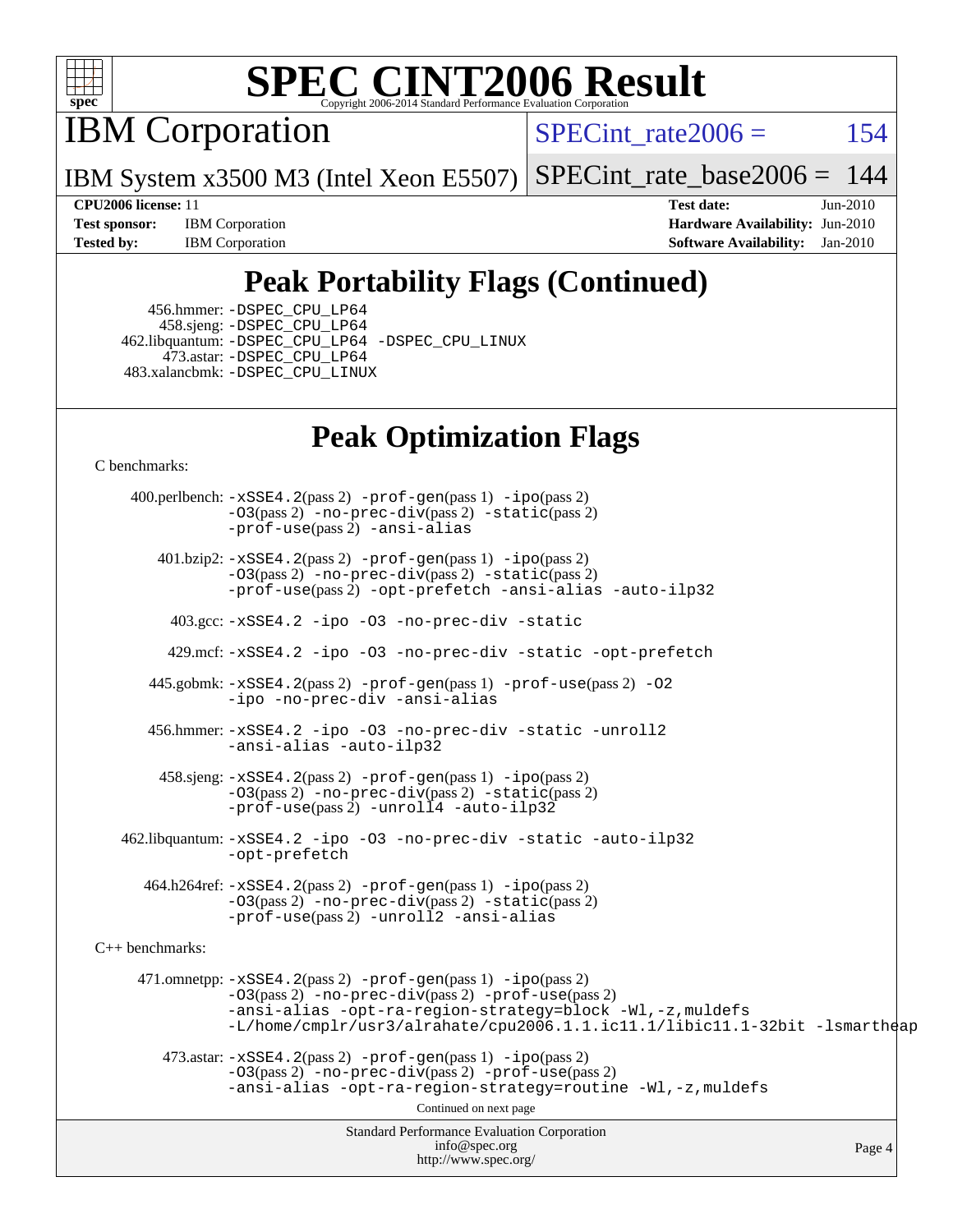# SPEC CINT2006 Result

## IBM Corporation

IBM System x3500 M3 (Intel Xeon E5507)

SPECint_rate2006 = 154

SPECint_rate_base2006 = 144

**CPU2006 license:** 11
**Test sponsor:** IBM Corporation
**Tested by:** IBM Corporation

**Test date:** Jun-2010
**Hardware Availability:** Jun-2010
**Software Availability:** Jan-2010

## Peak Portability Flags (Continued)

456.hmmer: -DSPEC_CPU_LP64
458.sjeng: -DSPEC_CPU_LP64
462.libquantum: -DSPEC_CPU_LP64 -DSPEC_CPU_LINUX
473.astar: -DSPEC_CPU_LP64
483.xalancbmk: -DSPEC_CPU_LINUX

## Peak Optimization Flags

C benchmarks:

400.perlbench: -xSSE4.2(pass 2) -prof-gen(pass 1) -ipo(pass 2) -O3(pass 2) -no-prec-div(pass 2) -static(pass 2) -prof-use(pass 2) -ansi-alias

401.bzip2: -xSSE4.2(pass 2) -prof-gen(pass 1) -ipo(pass 2) -O3(pass 2) -no-prec-div(pass 2) -static(pass 2) -prof-use(pass 2) -opt-prefetch -ansi-alias -auto-ilp32

403.gcc: -xSSE4.2 -ipo -O3 -no-prec-div -static

429.mcf: -xSSE4.2 -ipo -O3 -no-prec-div -static -opt-prefetch

445.gobmk: -xSSE4.2(pass 2) -prof-gen(pass 1) -prof-use(pass 2) -O2 -ipo -no-prec-div -ansi-alias

456.hmmer: -xSSE4.2 -ipo -O3 -no-prec-div -static -unroll2 -ansi-alias -auto-ilp32

458.sjeng: -xSSE4.2(pass 2) -prof-gen(pass 1) -ipo(pass 2) -O3(pass 2) -no-prec-div(pass 2) -static(pass 2) -prof-use(pass 2) -unroll4 -auto-ilp32

462.libquantum: -xSSE4.2 -ipo -O3 -no-prec-div -static -auto-ilp32 -opt-prefetch

464.h264ref: -xSSE4.2(pass 2) -prof-gen(pass 1) -ipo(pass 2) -O3(pass 2) -no-prec-div(pass 2) -static(pass 2) -prof-use(pass 2) -unroll2 -ansi-alias

C++ benchmarks:

471.omnetpp: -xSSE4.2(pass 2) -prof-gen(pass 1) -ipo(pass 2) -O3(pass 2) -no-prec-div(pass 2) -prof-use(pass 2) -ansi-alias -opt-ra-region-strategy=block -Wl,-z,muldefs -L/home/cmplr/usr3/alrahate/cpu2006.1.1.ic11.1/libic11.1-32bit -lsmartheap

473.astar: -xSSE4.2(pass 2) -prof-gen(pass 1) -ipo(pass 2) -O3(pass 2) -no-prec-div(pass 2) -prof-use(pass 2) -ansi-alias -opt-ra-region-strategy=routine -Wl,-z,muldefs

Continued on next page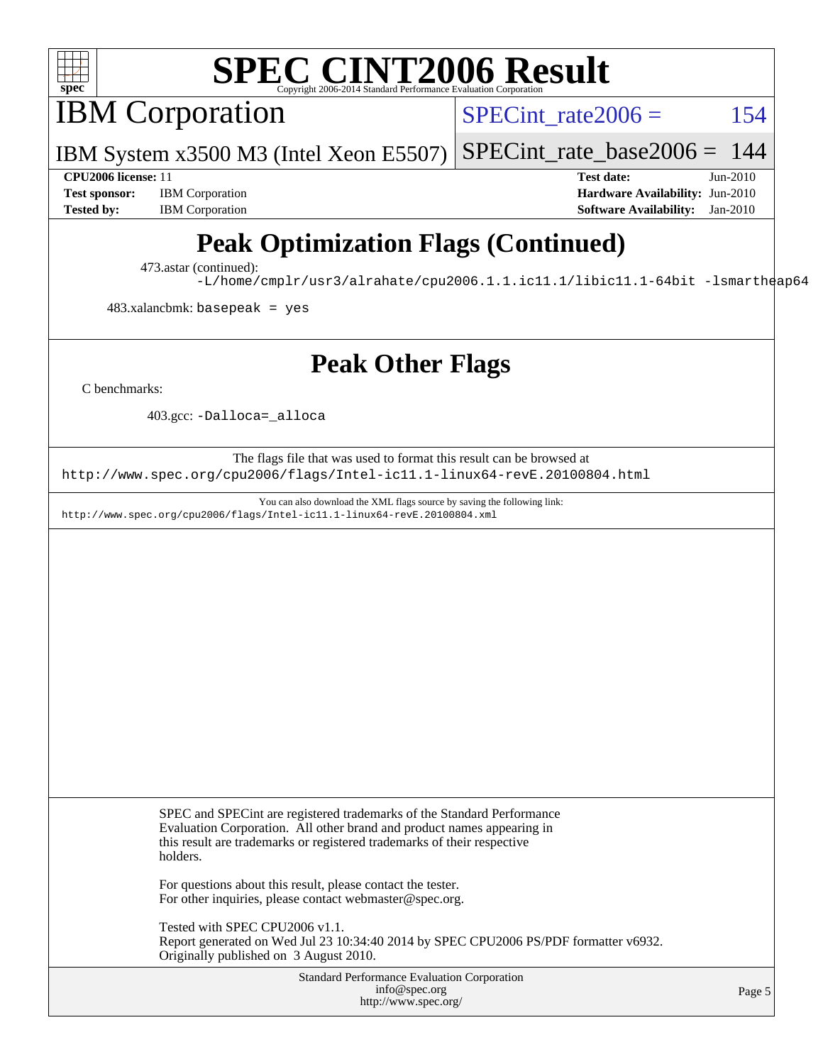# SPEC CINT2006 Result

IBM Corporation

IBM System x3500 M3 (Intel Xeon E5507)

SPECint_rate2006 = 154

SPECint_rate_base2006 = 144

**CPU2006 license:** 11
**Test sponsor:** IBM Corporation
**Tested by:** IBM Corporation
**Test date:** Jun-2010
**Hardware Availability:** Jun-2010
**Software Availability:** Jan-2010

## Peak Optimization Flags (Continued)

473.astar (continued):
`-L/home/cmplr/usr3/alrahate/cpu2006.1.1.ic11.1/libic11.1-64bit -lsmartheap64`

483.xalancbmk: `basepeak = yes`

## Peak Other Flags

C benchmarks:

403.gcc: `-Dalloca=_alloca`

The flags file that was used to format this result can be browsed at
`http://www.spec.org/cpu2006/flags/Intel-ic11.1-linux64-revE.20100804.html`

You can also download the XML flags source by saving the following link:
`http://www.spec.org/cpu2006/flags/Intel-ic11.1-linux64-revE.20100804.xml`

SPEC and SPECint are registered trademarks of the Standard Performance Evaluation Corporation. All other brand and product names appearing in this result are trademarks or registered trademarks of their respective holders.

For questions about this result, please contact the tester.
For other inquiries, please contact webmaster@spec.org.

Tested with SPEC CPU2006 v1.1.
Report generated on Wed Jul 23 10:34:40 2014 by SPEC CPU2006 PS/PDF formatter v6932.
Originally published on 3 August 2010.